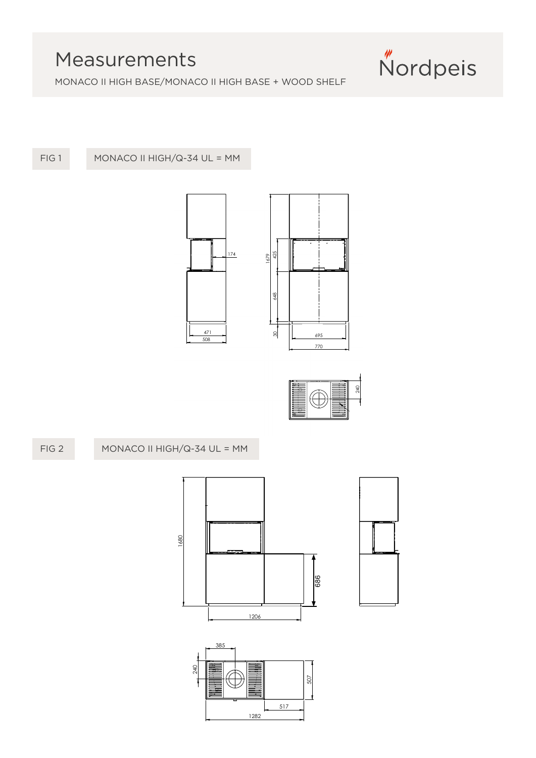# Measurements

MONACO II HIGH BASE/MONACO II HIGH BASE + WOOD SHELF

FIG 1 MONACO II HIGH/Q-34 UL = MM

174

1679

425

648

30

471

508

695

770

240

FIG 2 MONACO II HIGH/Q-34 UL = MM

1680

686

1206

385

240

507

517

1282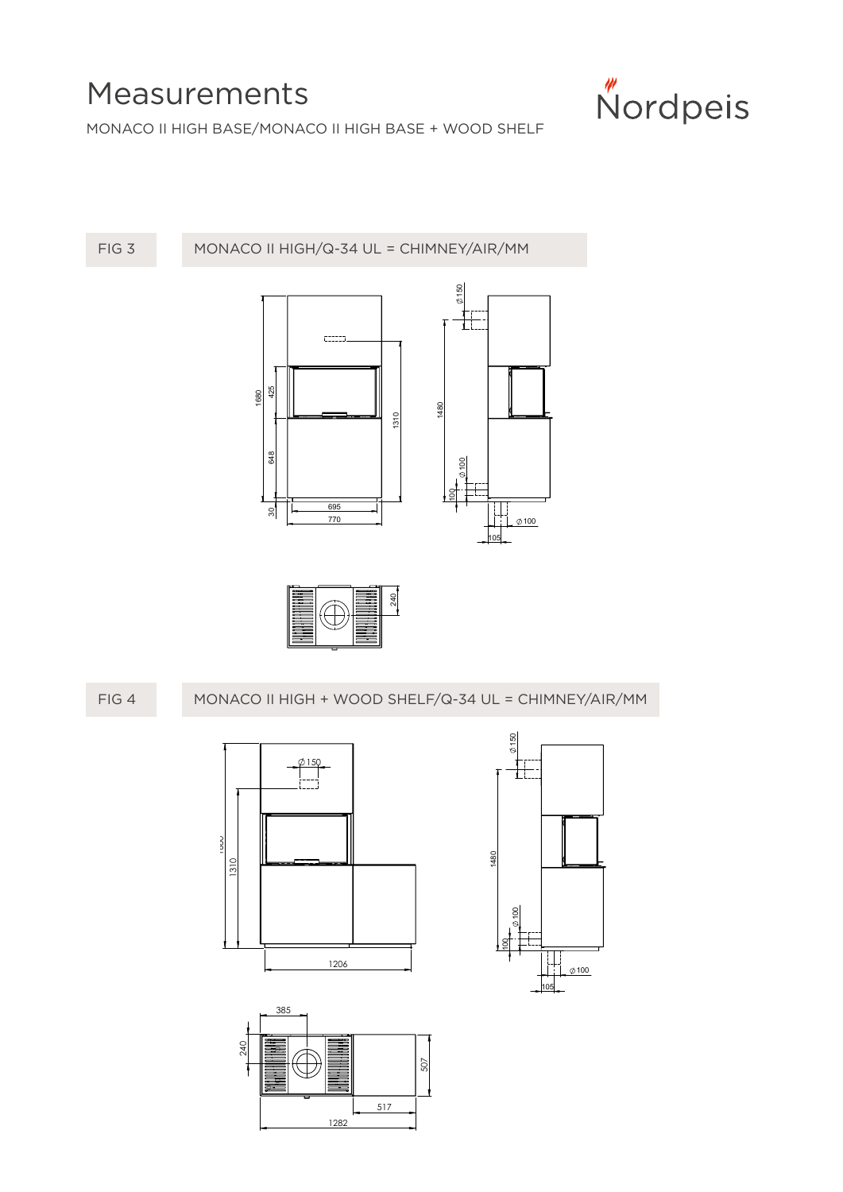# Measurements

MONACO II HIGH BASE/MONACO II HIGH BASE + WOOD SHELF

FIG 3

MONACO II HIGH/Q-34 UL = CHIMNEY/AIR/MM

1680
425
648
30
695
770
1310
⌀150
1480
⌀100
100
⌀100
105
240

FIG 4

MONACO II HIGH + WOOD SHELF/Q-34 UL = CHIMNEY/AIR/MM

1680
1310
⌀150
1206
⌀150
1480
⌀100
100
⌀100
105
385
240
507
517
1282